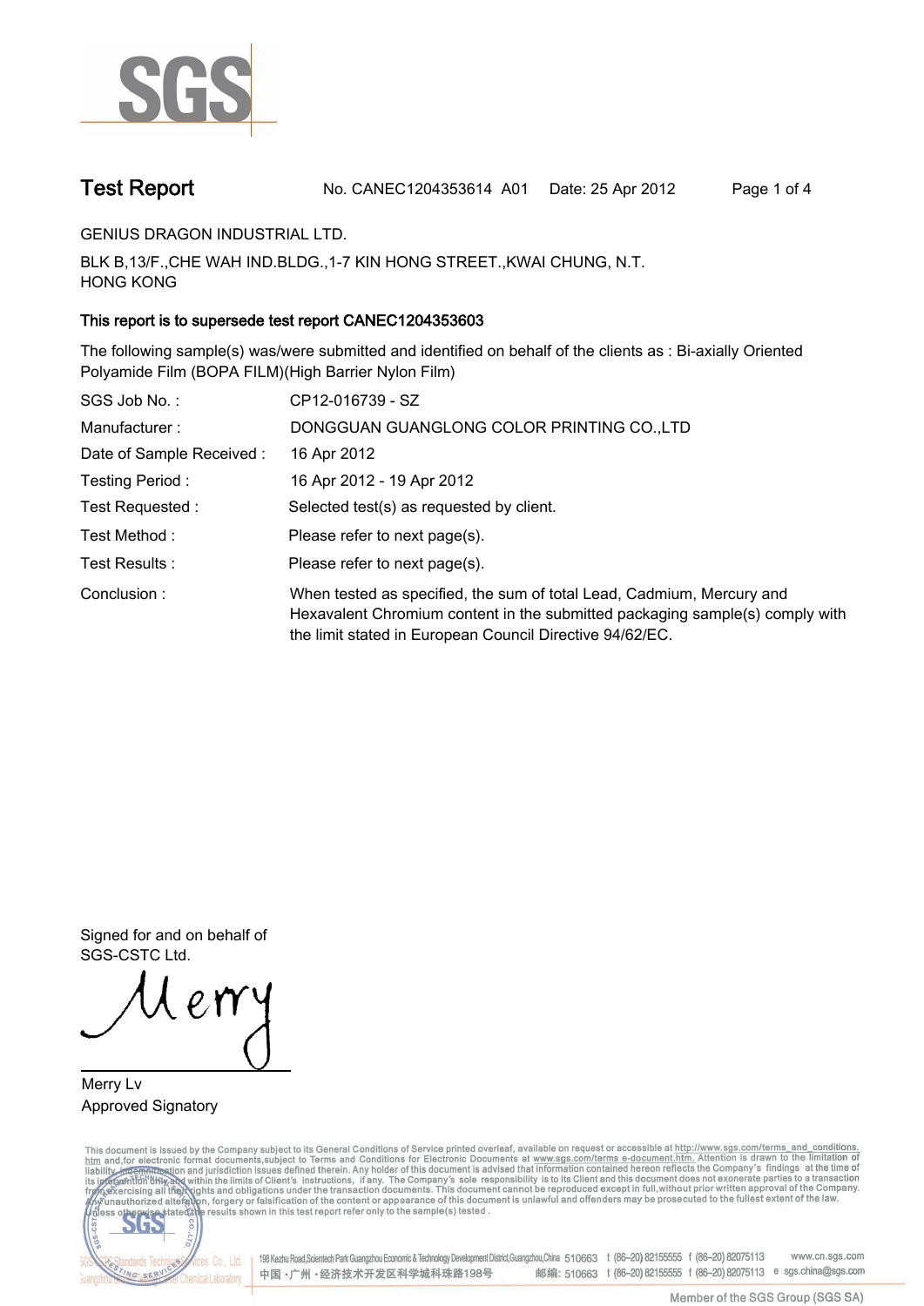# Test Report

No. CANEC1204353614 A01 Date: 25 Apr 2012

GENIUS DRAGON INDUSTRIAL LTD.

BLK B,13/F.,CHE WAH IND.BLDG.,1-7 KIN HONG STREET.,KWAI CHUNG, N.T.
HONG KONG

**This report is to supersede test report CANEC1204353603**

The following sample(s) was/were submitted and identified on behalf of the clients as : Bi-axially Oriented Polyamide Film (BOPA FILM)(High Barrier Nylon Film)

| | |
|---|---|
| SGS Job No. : | CP12-016739 - SZ |
| Manufacturer : | DONGGUAN GUANGLONG COLOR PRINTING CO.,LTD |
| Date of Sample Received : | 16 Apr 2012 |
| Testing Period : | 16 Apr 2012 - 19 Apr 2012 |
| Test Requested : | Selected test(s) as requested by client. |
| Test Method : | Please refer to next page(s). |
| Test Results : | Please refer to next page(s). |
| Conclusion : | When tested as specified, the sum of total Lead, Cadmium, Mercury and Hexavalent Chromium content in the submitted packaging sample(s) comply with the limit stated in European Council Directive 94/62/EC. |

Signed for and on behalf of
SGS-CSTC Ltd.

Merry Lv
Approved Signatory

This document is issued by the Company subject to its General Conditions of Service printed overleaf, available on request or accessible at http://www.sgs.com/terms_and_conditions.htm and,for electronic format documents,subject to Terms and Conditions for Electronic Documents at www.sgs.com/terms_e-document.htm. Attention is drawn to the limitation of liability, indemnification and jurisdiction issues defined therein. Any holder of this document is advised that information contained hereon reflects the Company's findings at the time of its intervention only and within the limits of Client's instructions, if any. The Company's sole responsibility is to its Client and this document does not exonerate parties to a transaction from exercising all their rights and obligations under the transaction documents. This document cannot be reproduced except in full,without prior written approval of the Company. Any unauthorized alteration, forgery or falsification of the content or appearance of this document is unlawful and offenders may be prosecuted to the fullest extent of the law. Unless otherwise stated the results shown in this test report refer only to the sample(s) tested .

198 Kezhu Road,Scientech Park Guangzhou Economic & Technology Development District,Guangzhou,China 510663 t (86-20) 82155555 f (86-20) 82075113 www.cn.sgs.com
中国・广州・经济技术开发区科学城科珠路198号 邮编: 510663 t (86-20) 82155555 f (86-20) 82075113 e sgs.china@sgs.com

Member of the SGS Group (SGS SA)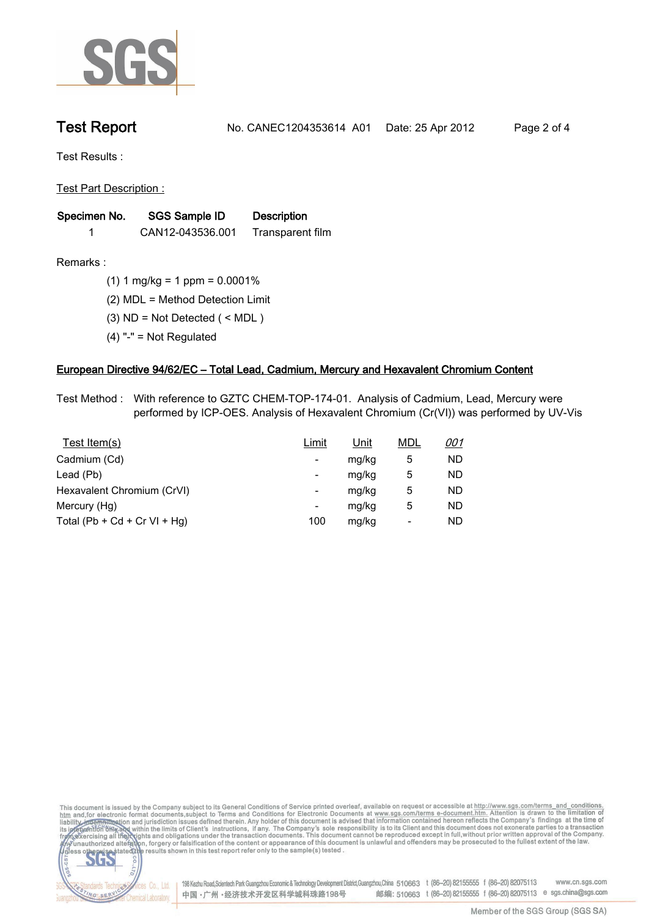**Test Report** No. CANEC1204353614 A01 Date: 25 Apr 2012

Test Results :

Test Part Description :

| Specimen No. | SGS Sample ID | Description |
|---|---|---|
| 1 | CAN12-043536.001 | Transparent film |

Remarks :

(1) 1 mg/kg = 1 ppm = 0.0001%

(2) MDL = Method Detection Limit

(3) ND = Not Detected ( < MDL )

(4) "-" = Not Regulated

## European Directive 94/62/EC – Total Lead, Cadmium, Mercury and Hexavalent Chromium Content

Test Method : With reference to GZTC CHEM-TOP-174-01. Analysis of Cadmium, Lead, Mercury were performed by ICP-OES. Analysis of Hexavalent Chromium (Cr(VI)) was performed by UV-Vis

| Test Item(s) | Limit | Unit | MDL | *001* |
|---|---|---|---|---|
| Cadmium (Cd) | - | mg/kg | 5 | ND |
| Lead (Pb) | - | mg/kg | 5 | ND |
| Hexavalent Chromium (CrVI) | - | mg/kg | 5 | ND |
| Mercury (Hg) | - | mg/kg | 5 | ND |
| Total (Pb + Cd + Cr VI + Hg) | 100 | mg/kg | - | ND |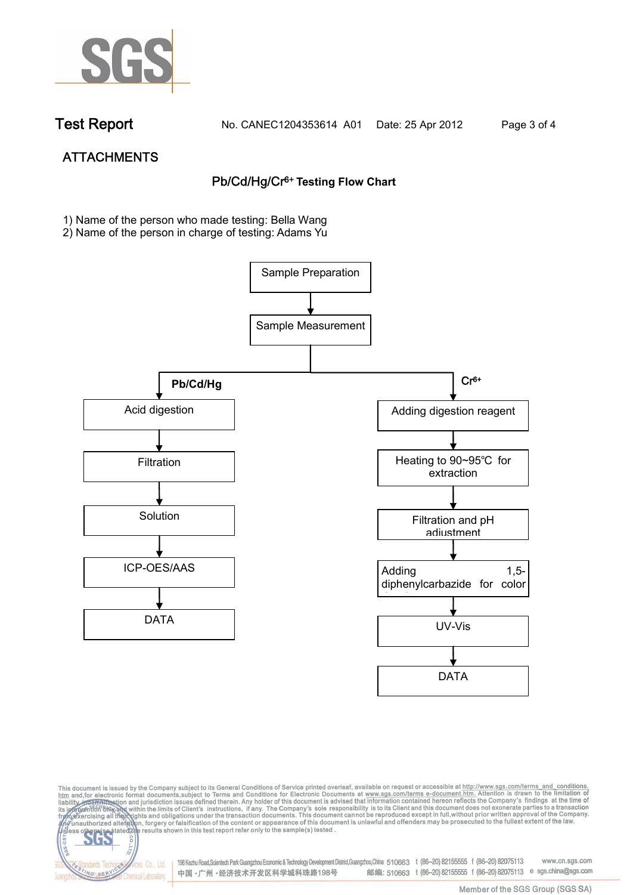# Test Report

No. CANEC1204353614 A01 Date: 25 Apr 2012

## ATTACHMENTS

### Pb/Cd/Hg/$Cr^{6+}$ Testing Flow Chart

1) Name of the person who made testing: Bella Wang
2) Name of the person in charge of testing: Adams Yu

Sample Preparation → Sample Measurement

**Pb/Cd/Hg**

- Acid digestion
- Filtration
- Solution
- ICP-OES/AAS
- DATA

**$Cr^{6+}$**

- Adding digestion reagent
- Heating to 90~95℃ for extraction
- Filtration and pH adjustment
- Adding 1,5-diphenylcarbazide for color
- UV-Vis
- DATA

This document is issued by the Company subject to its General Conditions of Service printed overleaf, available on request or accessible at http://www.sgs.com/terms_and_conditions.htm and,for electronic format documents,subject to Terms and Conditions for Electronic Documents at www.sgs.com/terms_e-document.htm. Attention is drawn to the limitation of liability, indemnification and jurisdiction issues defined therein. Any holder of this document is advised that information contained hereon reflects the Company's findings at the time of its intervention only and within the limits of Client's instructions, if any. The Company's sole responsibility is to its Client and this document does not exonerate parties to a transaction from exercising all their rights and obligations under the transaction documents. This document cannot be reproduced except in full,without prior written approval of the Company. Any unauthorized alteration, forgery or falsification of the content or appearance of this document is unlawful and offenders may be prosecuted to the fullest extent of the law. Unless otherwise stated the results shown in this test report refer only to the sample(s) tested .

198 Kezhu Road,Scientech Park Guangzhou Economic & Technology Development District,Guangzhou,China 510663 t (86–20) 82155555 f (86–20) 82075113 www.cn.sgs.com
中国 · 广州 · 经济技术开发区科学城科珠路198号 邮编: 510663 t (86–20) 82155555 f (86–20) 82075113 e sgs.china@sgs.com

Member of the SGS Group (SGS SA)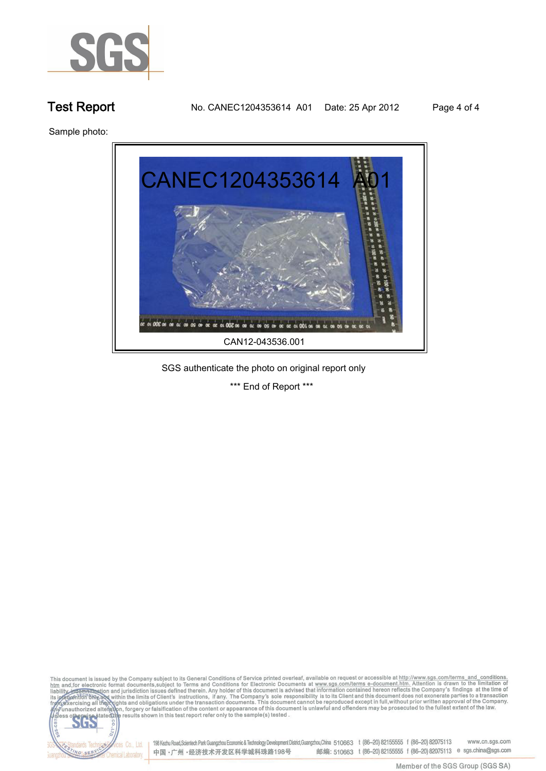# Test Report

No. CANEC1204353614 A01    Date: 25 Apr 2012

Sample photo:

CAN12-043536.001

SGS authenticate the photo on original report only

\*\*\* End of Report \*\*\*

This document is issued by the Company subject to its General Conditions of Service printed overleaf, available on request or accessible at http://www.sgs.com/terms_and_conditions.htm and,for electronic format documents,subject to Terms and Conditions for Electronic Documents at www.sgs.com/terms_e-document.htm. Attention is drawn to the limitation of liability, indemnification and jurisdiction issues defined therein. Any holder of this document is advised that information contained hereon reflects the Company's findings at the time of its intervention only and within the limits of Client's instructions, if any. The Company's sole responsibility is to its Client and this document does not exonerate parties to a transaction from exercising all their rights and obligations under the transaction documents. This document cannot be reproduced except in full,without prior written approval of the Company. Any unauthorized alteration, forgery or falsification of the content or appearance of this document is unlawful and offenders may be prosecuted to the fullest extent of the law. Unless otherwise stated the results shown in this test report refer only to the sample(s) tested .

SGS-CSTC Standards Technical Services Co., Ltd. Guangzhou Branch Chemical Laboratory

198 Kezhu Road,Scientech Park Guangzhou Economic & Technology Development District,Guangzhou,China 510663 t (86-20) 82155555 f (86-20) 82075113 www.cn.sgs.com

中国 · 广州 · 经济技术开发区科学城科珠路198号 邮编: 510663 t (86-20) 82155555 f (86-20) 82075113 e sgs.china@sgs.com

Member of the SGS Group (SGS SA)